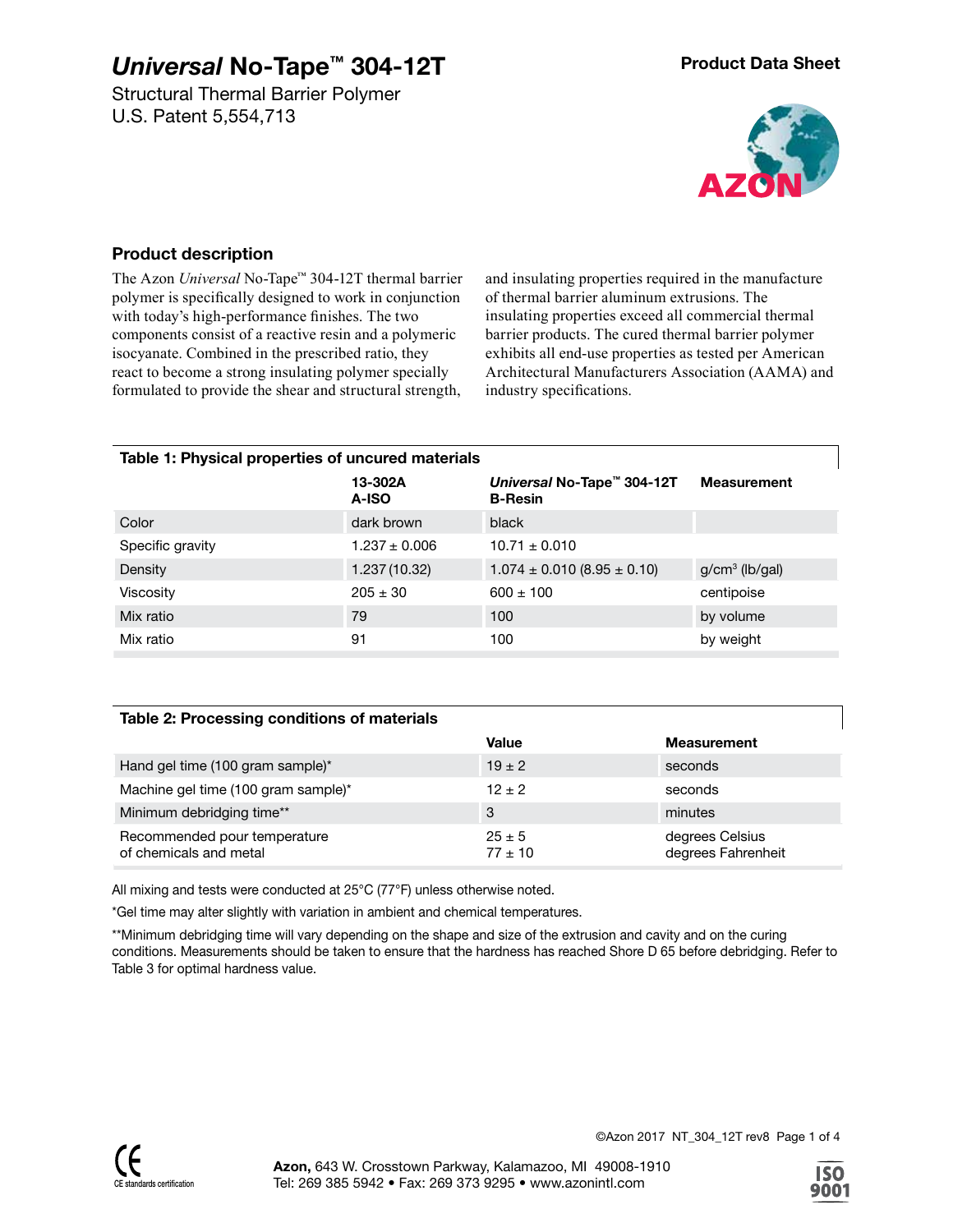# *Universal* No-Tape™ 304-12T

Structural Thermal Barrier Polymer
U.S. Patent 5,554,713

**Product Data Sheet**

## Product description

The Azon *Universal* No-Tape™ 304-12T thermal barrier polymer is specifically designed to work in conjunction with today's high-performance finishes. The two components consist of a reactive resin and a polymeric isocyanate. Combined in the prescribed ratio, they react to become a strong insulating polymer specially formulated to provide the shear and structural strength, and insulating properties required in the manufacture of thermal barrier aluminum extrusions. The insulating properties exceed all commercial thermal barrier products. The cured thermal barrier polymer exhibits all end-use properties as tested per American Architectural Manufacturers Association (AAMA) and industry specifications.

**Table 1: Physical properties of uncured materials**

| | 13-302A A-ISO | *Universal* No-Tape™ 304-12T B-Resin | Measurement |
|---|---|---|---|
| Color | dark brown | black | |
| Specific gravity | 1.237 ± 0.006 | 10.71 ± 0.010 | |
| Density | 1.237 (10.32) | 1.074 ± 0.010 (8.95 ± 0.10) | g/cm³ (lb/gal) |
| Viscosity | 205 ± 30 | 600 ± 100 | centipoise |
| Mix ratio | 79 | 100 | by volume |
| Mix ratio | 91 | 100 | by weight |

**Table 2: Processing conditions of materials**

| | Value | Measurement |
|---|---|---|
| Hand gel time (100 gram sample)* | 19 ± 2 | seconds |
| Machine gel time (100 gram sample)* | 12 ± 2 | seconds |
| Minimum debridging time** | 3 | minutes |
| Recommended pour temperature of chemicals and metal | 25 ± 5<br>77 ± 10 | degrees Celsius<br>degrees Fahrenheit |

All mixing and tests were conducted at 25°C (77°F) unless otherwise noted.

*Gel time may alter slightly with variation in ambient and chemical temperatures.

**Minimum debridging time will vary depending on the shape and size of the extrusion and cavity and on the curing conditions. Measurements should be taken to ensure that the hardness has reached Shore D 65 before debridging. Refer to Table 3 for optimal hardness value.

©Azon 2017 NT_304_12T rev8

CE standards certification

**Azon,** 643 W. Crosstown Parkway, Kalamazoo, MI 49008-1910
Tel: 269 385 5942 • Fax: 269 373 9295 • www.azonintl.com

ISO 9001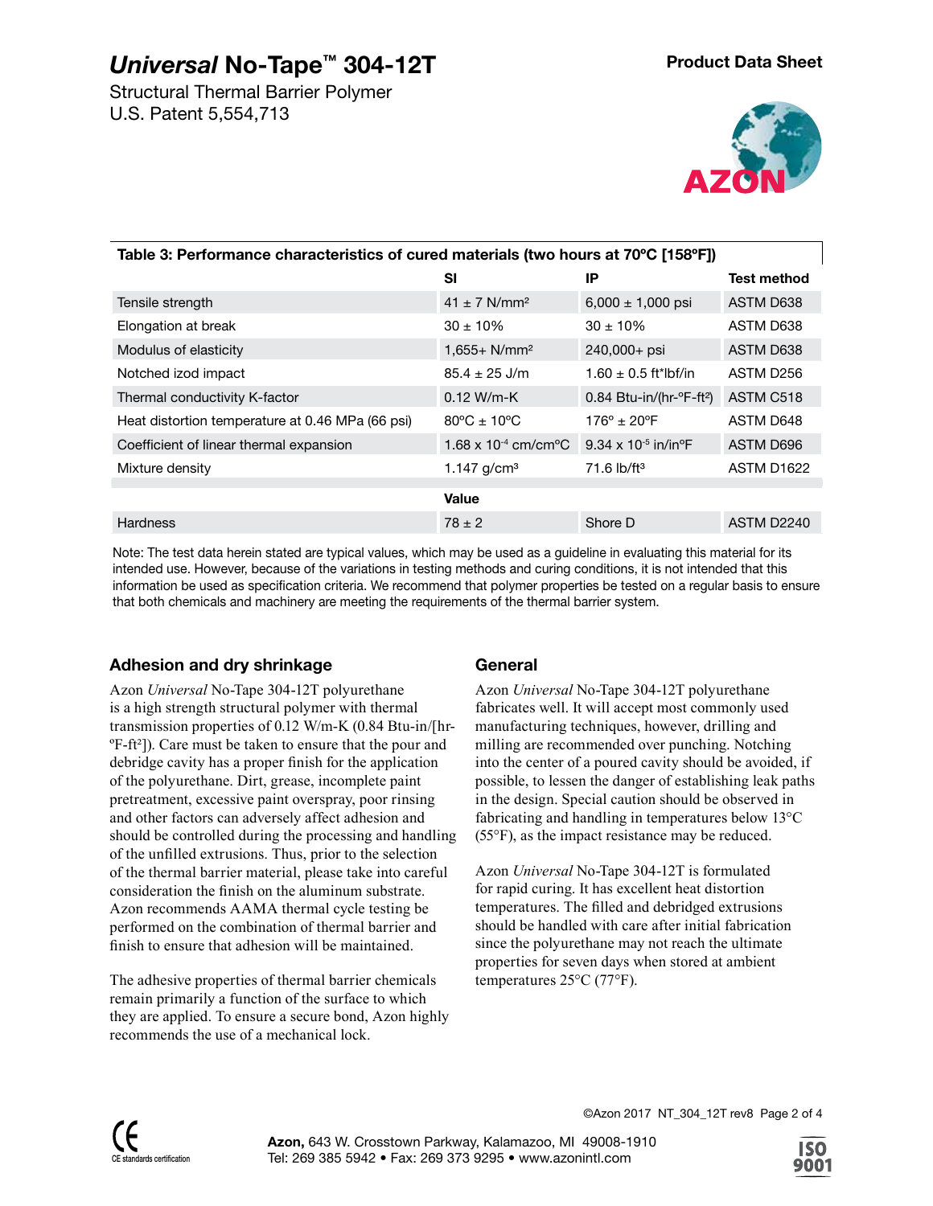# *Universal* No-Tape™ 304-12T

Structural Thermal Barrier Polymer
U.S. Patent 5,554,713

**Product Data Sheet**

**Table 3: Performance characteristics of cured materials (two hours at 70ºC [158ºF])**

| | SI | IP | Test method |
|---|---|---|---|
| Tensile strength | 41 ± 7 N/mm² | 6,000 ± 1,000 psi | ASTM D638 |
| Elongation at break | 30 ± 10% | 30 ± 10% | ASTM D638 |
| Modulus of elasticity | 1,655+ N/mm² | 240,000+ psi | ASTM D638 |
| Notched izod impact | 85.4 ± 25 J/m | 1.60 ± 0.5 ft*lbf/in | ASTM D256 |
| Thermal conductivity K-factor | 0.12 W/m-K | 0.84 Btu-in/(hr-ºF-ft²) | ASTM C518 |
| Heat distortion temperature at 0.46 MPa (66 psi) | 80ºC ± 10ºC | 176º ± 20ºF | ASTM D648 |
| Coefficient of linear thermal expansion | 1.68 x $10^{-4}$ cm/cmºC | 9.34 x $10^{-5}$ in/inºF | ASTM D696 |
| Mixture density | 1.147 g/cm³ | 71.6 lb/ft³ | ASTM D1622 |
| | **Value** | | |
| Hardness | 78 ± 2 | Shore D | ASTM D2240 |

Note: The test data herein stated are typical values, which may be used as a guideline in evaluating this material for its intended use. However, because of the variations in testing methods and curing conditions, it is not intended that this information be used as specification criteria. We recommend that polymer properties be tested on a regular basis to ensure that both chemicals and machinery are meeting the requirements of the thermal barrier system.

## Adhesion and dry shrinkage

Azon *Universal* No-Tape 304-12T polyurethane is a high strength structural polymer with thermal transmission properties of 0.12 W/m-K (0.84 Btu-in/[hr-ºF-ft²]). Care must be taken to ensure that the pour and debridge cavity has a proper finish for the application of the polyurethane. Dirt, grease, incomplete paint pretreatment, excessive paint overspray, poor rinsing and other factors can adversely affect adhesion and should be controlled during the processing and handling of the unfilled extrusions. Thus, prior to the selection of the thermal barrier material, please take into careful consideration the finish on the aluminum substrate. Azon recommends AAMA thermal cycle testing be performed on the combination of thermal barrier and finish to ensure that adhesion will be maintained.

The adhesive properties of thermal barrier chemicals remain primarily a function of the surface to which they are applied. To ensure a secure bond, Azon highly recommends the use of a mechanical lock.

## General

Azon *Universal* No-Tape 304-12T polyurethane fabricates well. It will accept most commonly used manufacturing techniques, however, drilling and milling are recommended over punching. Notching into the center of a poured cavity should be avoided, if possible, to lessen the danger of establishing leak paths in the design. Special caution should be observed in fabricating and handling in temperatures below 13°C (55°F), as the impact resistance may be reduced.

Azon *Universal* No-Tape 304-12T is formulated for rapid curing. It has excellent heat distortion temperatures. The filled and debridged extrusions should be handled with care after initial fabrication since the polyurethane may not reach the ultimate properties for seven days when stored at ambient temperatures 25°C (77°F).

©Azon 2017 NT_304_12T rev8

CE standards certification

**Azon,** 643 W. Crosstown Parkway, Kalamazoo, MI 49008-1910
Tel: 269 385 5942 • Fax: 269 373 9295 • www.azonintl.com

ISO 9001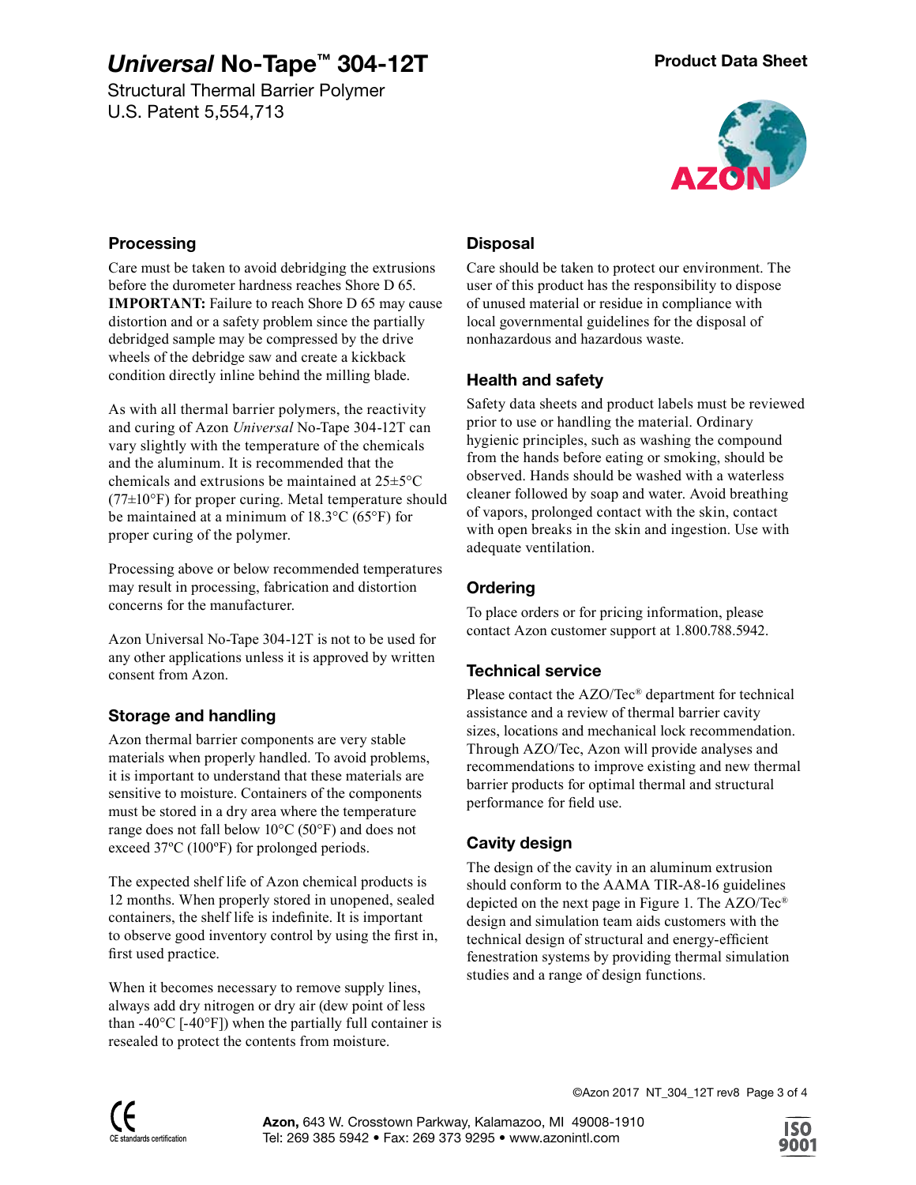# *Universal* No-Tape™ 304-12T

Structural Thermal Barrier Polymer
U.S. Patent 5,554,713

**Product Data Sheet**

## Processing

Care must be taken to avoid debridging the extrusions before the durometer hardness reaches Shore D 65. **IMPORTANT:** Failure to reach Shore D 65 may cause distortion and or a safety problem since the partially debridged sample may be compressed by the drive wheels of the debridge saw and create a kickback condition directly inline behind the milling blade.

As with all thermal barrier polymers, the reactivity and curing of Azon *Universal* No-Tape 304-12T can vary slightly with the temperature of the chemicals and the aluminum. It is recommended that the chemicals and extrusions be maintained at 25±5°C (77±10°F) for proper curing. Metal temperature should be maintained at a minimum of 18.3°C (65°F) for proper curing of the polymer.

Processing above or below recommended temperatures may result in processing, fabrication and distortion concerns for the manufacturer.

Azon Universal No-Tape 304-12T is not to be used for any other applications unless it is approved by written consent from Azon.

## Storage and handling

Azon thermal barrier components are very stable materials when properly handled. To avoid problems, it is important to understand that these materials are sensitive to moisture. Containers of the components must be stored in a dry area where the temperature range does not fall below 10°C (50°F) and does not exceed 37ºC (100ºF) for prolonged periods.

The expected shelf life of Azon chemical products is 12 months. When properly stored in unopened, sealed containers, the shelf life is indefinite. It is important to observe good inventory control by using the first in, first used practice.

When it becomes necessary to remove supply lines, always add dry nitrogen or dry air (dew point of less than -40°C [-40°F]) when the partially full container is resealed to protect the contents from moisture.

## Disposal

Care should be taken to protect our environment. The user of this product has the responsibility to dispose of unused material or residue in compliance with local governmental guidelines for the disposal of nonhazardous and hazardous waste.

## Health and safety

Safety data sheets and product labels must be reviewed prior to use or handling the material. Ordinary hygienic principles, such as washing the compound from the hands before eating or smoking, should be observed. Hands should be washed with a waterless cleaner followed by soap and water. Avoid breathing of vapors, prolonged contact with the skin, contact with open breaks in the skin and ingestion. Use with adequate ventilation.

## Ordering

To place orders or for pricing information, please contact Azon customer support at 1.800.788.5942.

## Technical service

Please contact the AZO/Tec® department for technical assistance and a review of thermal barrier cavity sizes, locations and mechanical lock recommendation. Through AZO/Tec, Azon will provide analyses and recommendations to improve existing and new thermal barrier products for optimal thermal and structural performance for field use.

## Cavity design

The design of the cavity in an aluminum extrusion should conform to the AAMA TIR-A8-16 guidelines depicted on the next page in Figure 1. The AZO/Tec® design and simulation team aids customers with the technical design of structural and energy-efficient fenestration systems by providing thermal simulation studies and a range of design functions.

©Azon 2017 NT_304_12T rev8

CE standards certification

**Azon,** 643 W. Crosstown Parkway, Kalamazoo, MI 49008-1910
Tel: 269 385 5942 • Fax: 269 373 9295 • www.azonintl.com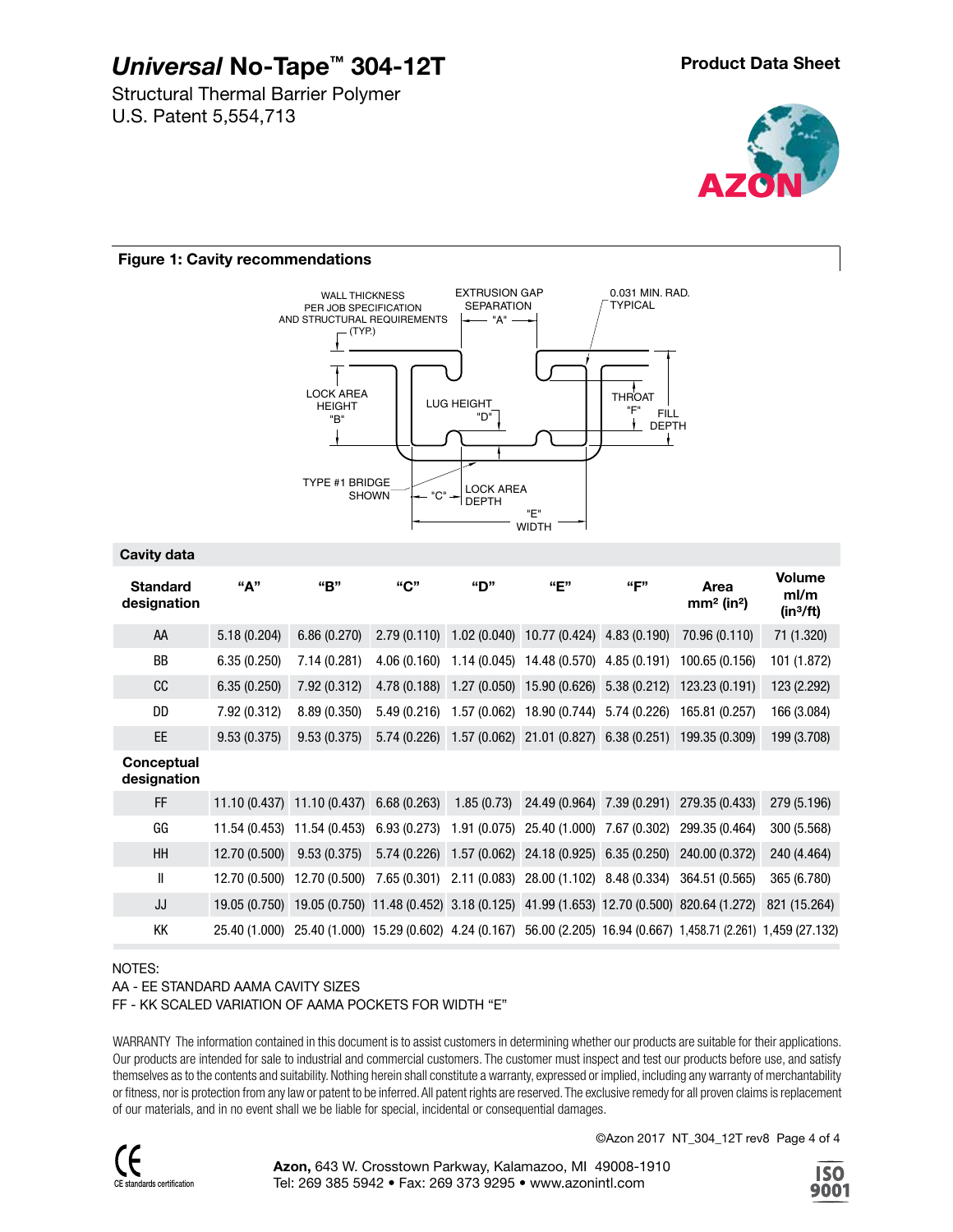# *Universal* No-Tape™ 304-12T

Structural Thermal Barrier Polymer
U.S. Patent 5,554,713

**Product Data Sheet**

**Figure 1: Cavity recommendations**

WALL THICKNESS PER JOB SPECIFICATION AND STRUCTURAL REQUIREMENTS (TYP.)

EXTRUSION GAP SEPARATION "A"

0.031 MIN. RAD. TYPICAL

LOCK AREA HEIGHT "B"

LUG HEIGHT "D"

THROAT "F"

FILL DEPTH

TYPE #1 BRIDGE SHOWN

"C"

LOCK AREA DEPTH

"E" WIDTH

**Cavity data**

| Standard designation | "A" | "B" | "C" | "D" | "E" | "F" | Area mm² (in²) | Volume ml/m (in³/ft) |
|---|---|---|---|---|---|---|---|---|
| AA | 5.18 (0.204) | 6.86 (0.270) | 2.79 (0.110) | 1.02 (0.040) | 10.77 (0.424) | 4.83 (0.190) | 70.96 (0.110) | 71 (1.320) |
| BB | 6.35 (0.250) | 7.14 (0.281) | 4.06 (0.160) | 1.14 (0.045) | 14.48 (0.570) | 4.85 (0.191) | 100.65 (0.156) | 101 (1.872) |
| CC | 6.35 (0.250) | 7.92 (0.312) | 4.78 (0.188) | 1.27 (0.050) | 15.90 (0.626) | 5.38 (0.212) | 123.23 (0.191) | 123 (2.292) |
| DD | 7.92 (0.312) | 8.89 (0.350) | 5.49 (0.216) | 1.57 (0.062) | 18.90 (0.744) | 5.74 (0.226) | 165.81 (0.257) | 166 (3.084) |
| EE | 9.53 (0.375) | 9.53 (0.375) | 5.74 (0.226) | 1.57 (0.062) | 21.01 (0.827) | 6.38 (0.251) | 199.35 (0.309) | 199 (3.708) |
| **Conceptual designation** | | | | | | | | |
| FF | 11.10 (0.437) | 11.10 (0.437) | 6.68 (0.263) | 1.85 (0.73) | 24.49 (0.964) | 7.39 (0.291) | 279.35 (0.433) | 279 (5.196) |
| GG | 11.54 (0.453) | 11.54 (0.453) | 6.93 (0.273) | 1.91 (0.075) | 25.40 (1.000) | 7.67 (0.302) | 299.35 (0.464) | 300 (5.568) |
| HH | 12.70 (0.500) | 9.53 (0.375) | 5.74 (0.226) | 1.57 (0.062) | 24.18 (0.925) | 6.35 (0.250) | 240.00 (0.372) | 240 (4.464) |
| II | 12.70 (0.500) | 12.70 (0.500) | 7.65 (0.301) | 2.11 (0.083) | 28.00 (1.102) | 8.48 (0.334) | 364.51 (0.565) | 365 (6.780) |
| JJ | 19.05 (0.750) | 19.05 (0.750) | 11.48 (0.452) | 3.18 (0.125) | 41.99 (1.653) | 12.70 (0.500) | 820.64 (1.272) | 821 (15.264) |
| KK | 25.40 (1.000) | 25.40 (1.000) | 15.29 (0.602) | 4.24 (0.167) | 56.00 (2.205) | 16.94 (0.667) | 1,458.71 (2.261) | 1,459 (27.132) |

NOTES:
AA - EE STANDARD AAMA CAVITY SIZES
FF - KK SCALED VARIATION OF AAMA POCKETS FOR WIDTH "E"

WARRANTY The information contained in this document is to assist customers in determining whether our products are suitable for their applications. Our products are intended for sale to industrial and commercial customers. The customer must inspect and test our products before use, and satisfy themselves as to the contents and suitability. Nothing herein shall constitute a warranty, expressed or implied, including any warranty of merchantability or fitness, nor is protection from any law or patent to be inferred. All patent rights are reserved. The exclusive remedy for all proven claims is replacement of our materials, and in no event shall we be liable for special, incidental or consequential damages.

©Azon 2017 NT_304_12T rev8

CE standards certification

**Azon,** 643 W. Crosstown Parkway, Kalamazoo, MI 49008-1910
Tel: 269 385 5942 • Fax: 269 373 9295 • www.azonintl.com

ISO 9001